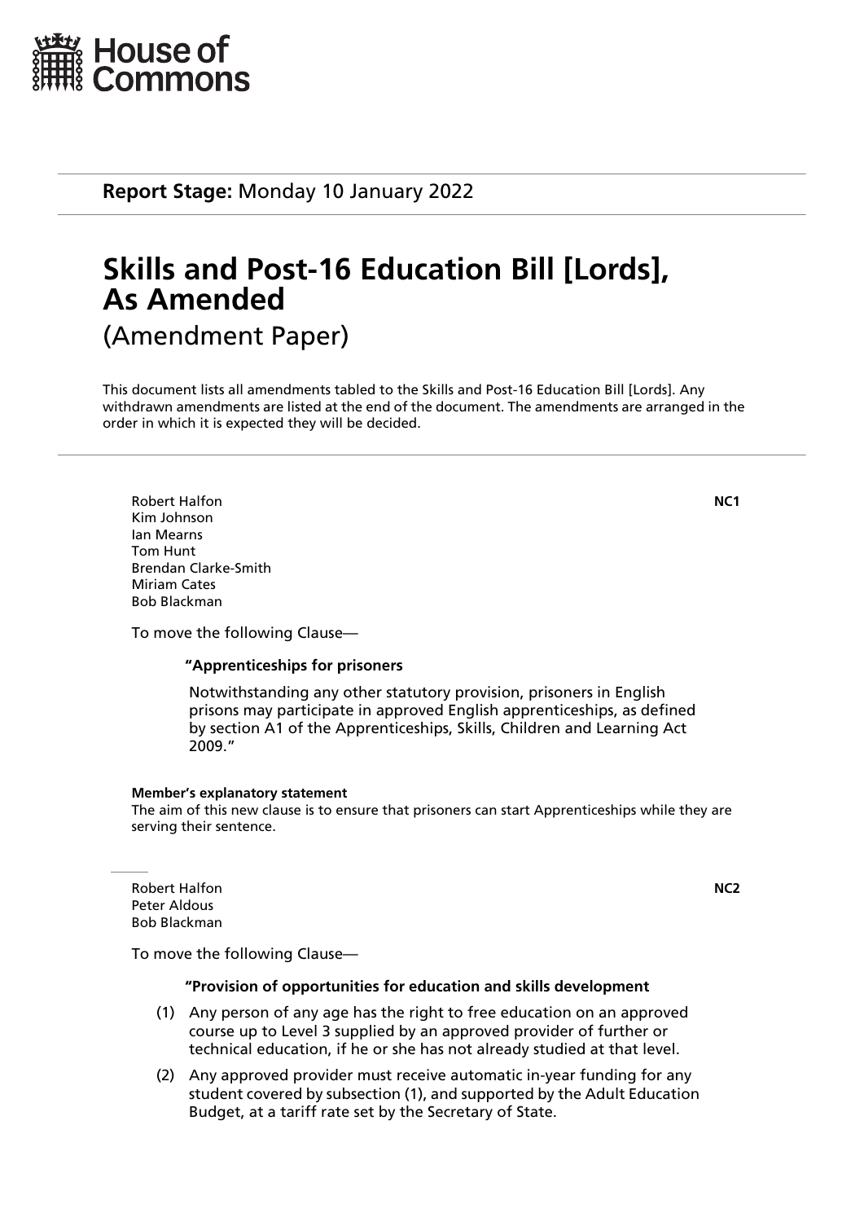House of Commons

**Report Stage:** Monday 10 January 2022

# Skills and Post-16 Education Bill [Lords], As Amended

(Amendment Paper)

This document lists all amendments tabled to the Skills and Post-16 Education Bill [Lords]. Any withdrawn amendments are listed at the end of the document. The amendments are arranged in the order in which it is expected they will be decided.

---

Robert Halfon **NC1**
Kim Johnson
Ian Mearns
Tom Hunt
Brendan Clarke-Smith
Miriam Cates
Bob Blackman

To move the following Clause—

**"Apprenticeships for prisoners**

Notwithstanding any other statutory provision, prisoners in English prisons may participate in approved English apprenticeships, as defined by section A1 of the Apprenticeships, Skills, Children and Learning Act 2009."

**Member's explanatory statement**
The aim of this new clause is to ensure that prisoners can start Apprenticeships while they are serving their sentence.

---

Robert Halfon **NC2**
Peter Aldous
Bob Blackman

To move the following Clause—

**"Provision of opportunities for education and skills development**

(1) Any person of any age has the right to free education on an approved course up to Level 3 supplied by an approved provider of further or technical education, if he or she has not already studied at that level.

(2) Any approved provider must receive automatic in-year funding for any student covered by subsection (1), and supported by the Adult Education Budget, at a tariff rate set by the Secretary of State.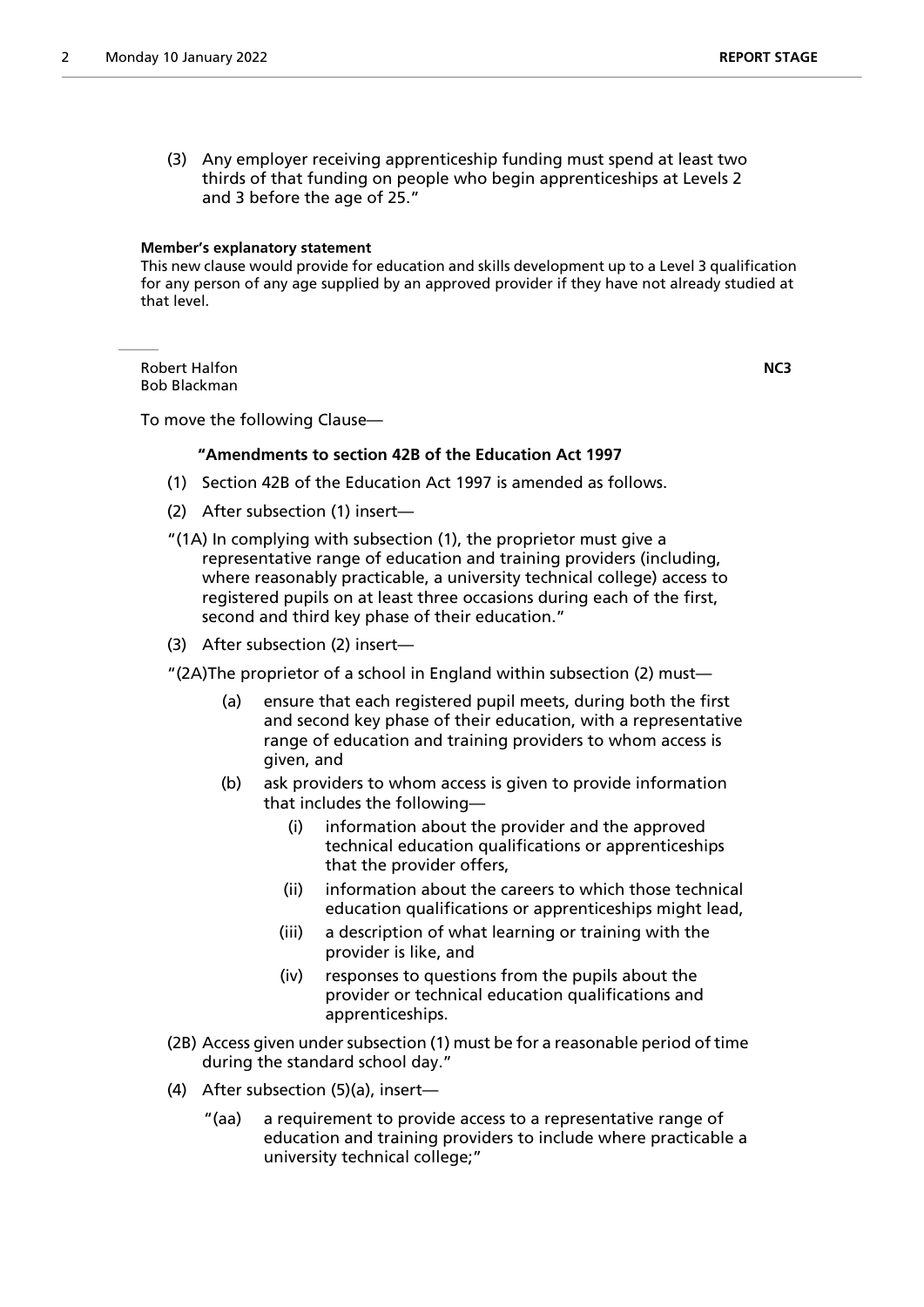(3) Any employer receiving apprenticeship funding must spend at least two thirds of that funding on people who begin apprenticeships at Levels 2 and 3 before the age of 25."

**Member's explanatory statement**

This new clause would provide for education and skills development up to a Level 3 qualification for any person of any age supplied by an approved provider if they have not already studied at that level.

Robert Halfon
Bob Blackman

**NC3**

To move the following Clause—

**"Amendments to section 42B of the Education Act 1997**

(1) Section 42B of the Education Act 1997 is amended as follows.

(2) After subsection (1) insert—

"(1A) In complying with subsection (1), the proprietor must give a representative range of education and training providers (including, where reasonably practicable, a university technical college) access to registered pupils on at least three occasions during each of the first, second and third key phase of their education."

(3) After subsection (2) insert—

"(2A) The proprietor of a school in England within subsection (2) must—

(a) ensure that each registered pupil meets, during both the first and second key phase of their education, with a representative range of education and training providers to whom access is given, and

(b) ask providers to whom access is given to provide information that includes the following—

(i) information about the provider and the approved technical education qualifications or apprenticeships that the provider offers,

(ii) information about the careers to which those technical education qualifications or apprenticeships might lead,

(iii) a description of what learning or training with the provider is like, and

(iv) responses to questions from the pupils about the provider or technical education qualifications and apprenticeships.

(2B) Access given under subsection (1) must be for a reasonable period of time during the standard school day."

(4) After subsection (5)(a), insert—

"(aa) a requirement to provide access to a representative range of education and training providers to include where practicable a university technical college;"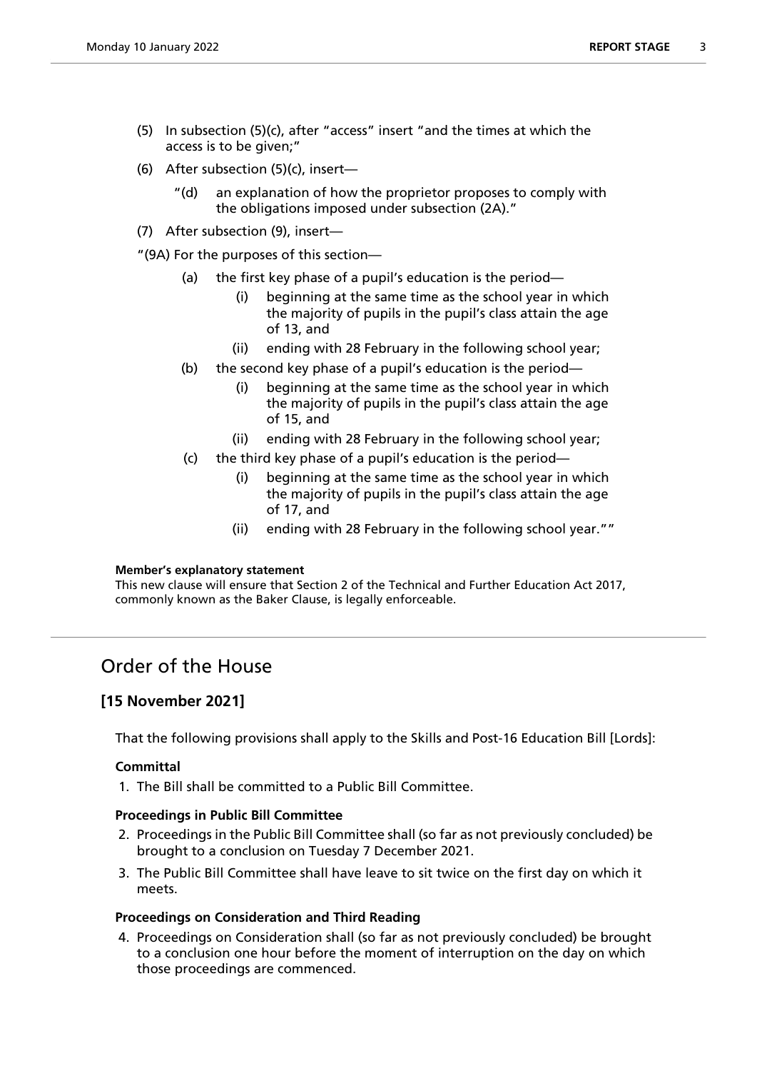(5) In subsection (5)(c), after "access" insert "and the times at which the access is to be given;"

(6) After subsection (5)(c), insert—

"(d) an explanation of how the proprietor proposes to comply with the obligations imposed under subsection (2A)."

(7) After subsection (9), insert—

"(9A) For the purposes of this section—

(a) the first key phase of a pupil's education is the period—

(i) beginning at the same time as the school year in which the majority of pupils in the pupil's class attain the age of 13, and

(ii) ending with 28 February in the following school year;

(b) the second key phase of a pupil's education is the period—

(i) beginning at the same time as the school year in which the majority of pupils in the pupil's class attain the age of 15, and

(ii) ending with 28 February in the following school year;

(c) the third key phase of a pupil's education is the period—

(i) beginning at the same time as the school year in which the majority of pupils in the pupil's class attain the age of 17, and

(ii) ending with 28 February in the following school year.""

**Member's explanatory statement**

This new clause will ensure that Section 2 of the Technical and Further Education Act 2017, commonly known as the Baker Clause, is legally enforceable.

## Order of the House

### [15 November 2021]

That the following provisions shall apply to the Skills and Post-16 Education Bill [Lords]:

**Committal**

1. The Bill shall be committed to a Public Bill Committee.

**Proceedings in Public Bill Committee**

2. Proceedings in the Public Bill Committee shall (so far as not previously concluded) be brought to a conclusion on Tuesday 7 December 2021.

3. The Public Bill Committee shall have leave to sit twice on the first day on which it meets.

**Proceedings on Consideration and Third Reading**

4. Proceedings on Consideration shall (so far as not previously concluded) be brought to a conclusion one hour before the moment of interruption on the day on which those proceedings are commenced.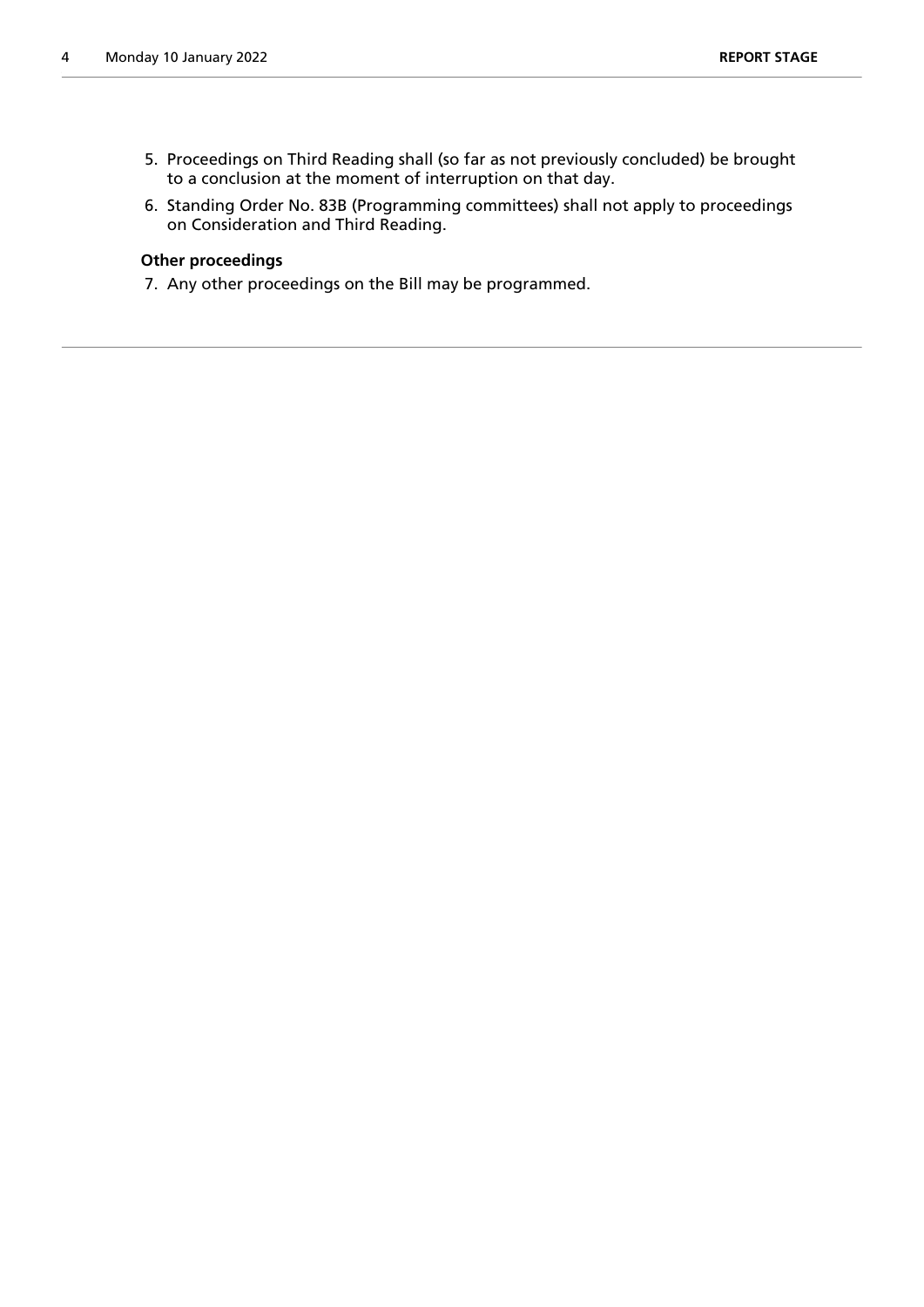5. Proceedings on Third Reading shall (so far as not previously concluded) be brought to a conclusion at the moment of interruption on that day.
6. Standing Order No. 83B (Programming committees) shall not apply to proceedings on Consideration and Third Reading.

**Other proceedings**

7. Any other proceedings on the Bill may be programmed.